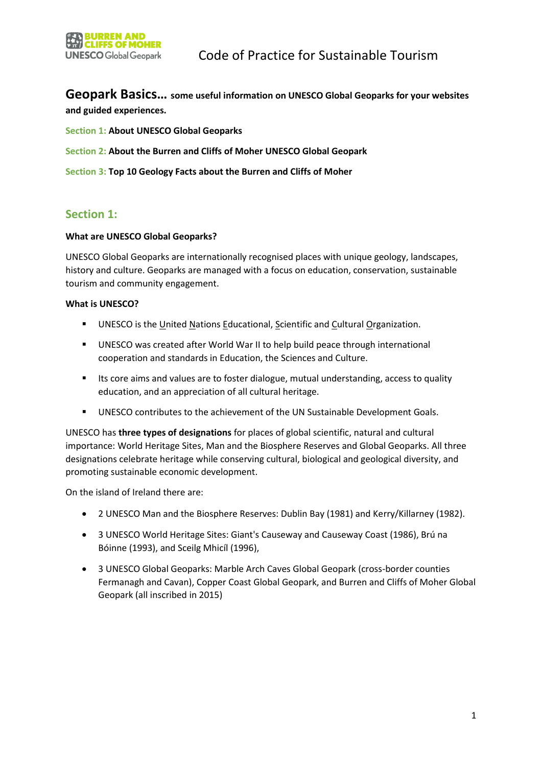# Geopark Basics... some useful information on UNESCO Global Geoparks for your websites and guided experiences.

Section 1: **About UNESCO Global Geoparks**

Section 2: **About the Burren and Cliffs of Moher UNESCO Global Geopark**

Section 3: **Top 10 Geology Facts about the Burren and Cliffs of Moher**

## Section 1:

**What are UNESCO Global Geoparks?**

UNESCO Global Geoparks are internationally recognised places with unique geology, landscapes, history and culture. Geoparks are managed with a focus on education, conservation, sustainable tourism and community engagement.

**What is UNESCO?**

- UNESCO is the United Nations Educational, Scientific and Cultural Organization.
- UNESCO was created after World War II to help build peace through international cooperation and standards in Education, the Sciences and Culture.
- Its core aims and values are to foster dialogue, mutual understanding, access to quality education, and an appreciation of all cultural heritage.
- UNESCO contributes to the achievement of the UN Sustainable Development Goals.

UNESCO has **three types of designations** for places of global scientific, natural and cultural importance: World Heritage Sites, Man and the Biosphere Reserves and Global Geoparks. All three designations celebrate heritage while conserving cultural, biological and geological diversity, and promoting sustainable economic development.

On the island of Ireland there are:

- 2 UNESCO Man and the Biosphere Reserves: Dublin Bay (1981) and Kerry/Killarney (1982).
- 3 UNESCO World Heritage Sites: Giant's Causeway and Causeway Coast (1986), Brú na Bóinne (1993), and Sceilg Mhicíl (1996),
- 3 UNESCO Global Geoparks: Marble Arch Caves Global Geopark (cross-border counties Fermanagh and Cavan), Copper Coast Global Geopark, and Burren and Cliffs of Moher Global Geopark (all inscribed in 2015)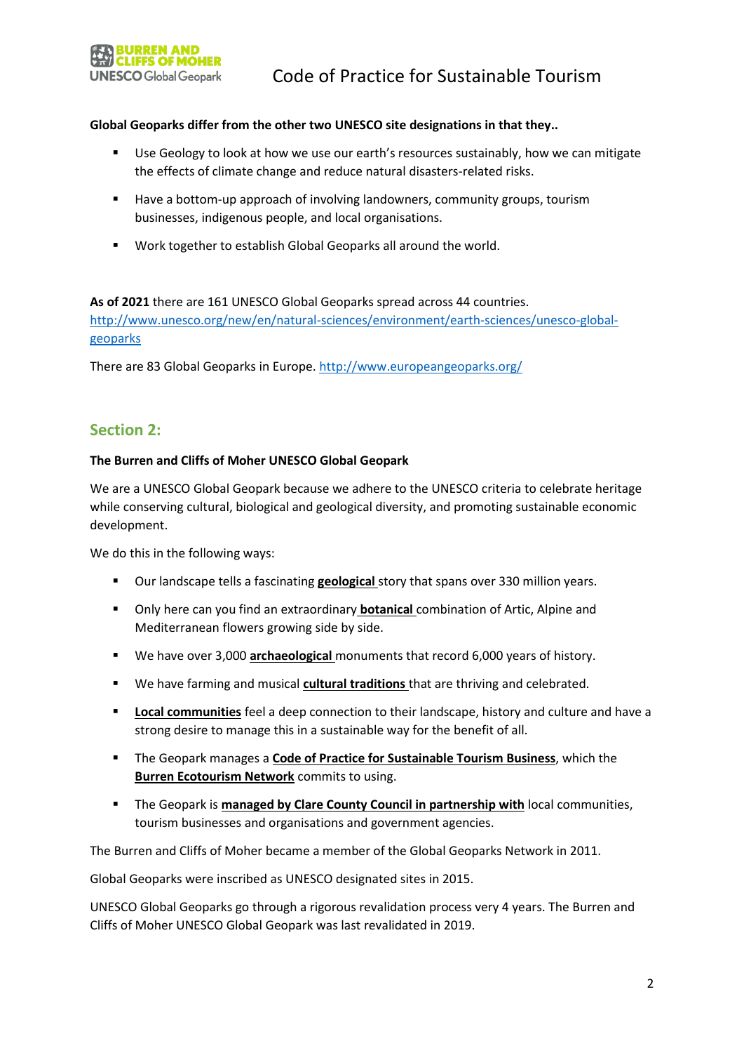**Global Geoparks differ from the other two UNESCO site designations in that they..**

- Use Geology to look at how we use our earth's resources sustainably, how we can mitigate the effects of climate change and reduce natural disasters-related risks.
- Have a bottom-up approach of involving landowners, community groups, tourism businesses, indigenous people, and local organisations.
- Work together to establish Global Geoparks all around the world.

**As of 2021** there are 161 UNESCO Global Geoparks spread across 44 countries. [http://www.unesco.org/new/en/natural-sciences/environment/earth-sciences/unesco-global-geoparks](http://www.unesco.org/new/en/natural-sciences/environment/earth-sciences/unesco-global-geoparks)

There are 83 Global Geoparks in Europe. [http://www.europeangeoparks.org/](http://www.europeangeoparks.org/)

## Section 2:

**The Burren and Cliffs of Moher UNESCO Global Geopark**

We are a UNESCO Global Geopark because we adhere to the UNESCO criteria to celebrate heritage while conserving cultural, biological and geological diversity, and promoting sustainable economic development.

We do this in the following ways:

- Our landscape tells a fascinating **geological** story that spans over 330 million years.
- Only here can you find an extraordinary **botanical** combination of Artic, Alpine and Mediterranean flowers growing side by side.
- We have over 3,000 **archaeological** monuments that record 6,000 years of history.
- We have farming and musical **cultural traditions** that are thriving and celebrated.
- **Local communities** feel a deep connection to their landscape, history and culture and have a strong desire to manage this in a sustainable way for the benefit of all.
- The Geopark manages a **Code of Practice for Sustainable Tourism Business**, which the **Burren Ecotourism Network** commits to using.
- The Geopark is **managed by Clare County Council in partnership with** local communities, tourism businesses and organisations and government agencies.

The Burren and Cliffs of Moher became a member of the Global Geoparks Network in 2011.

Global Geoparks were inscribed as UNESCO designated sites in 2015.

UNESCO Global Geoparks go through a rigorous revalidation process very 4 years. The Burren and Cliffs of Moher UNESCO Global Geopark was last revalidated in 2019.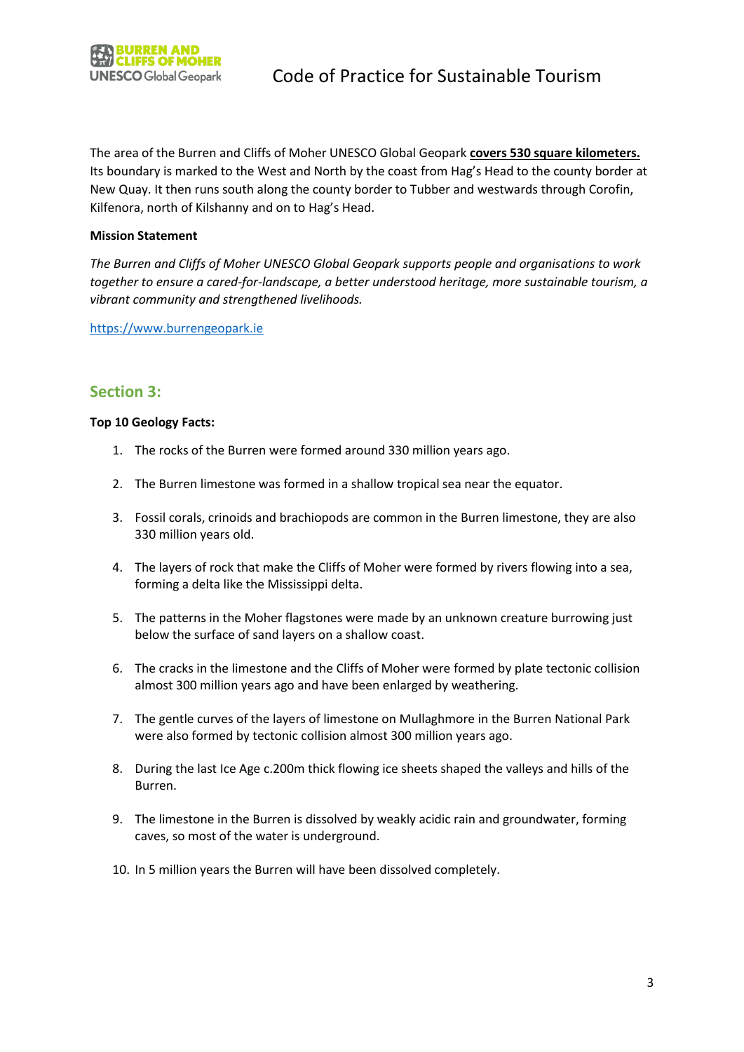The area of the Burren and Cliffs of Moher UNESCO Global Geopark **covers 530 square kilometers.** Its boundary is marked to the West and North by the coast from Hag's Head to the county border at New Quay. It then runs south along the county border to Tubber and westwards through Corofin, Kilfenora, north of Kilshanny and on to Hag's Head.

**Mission Statement**

*The Burren and Cliffs of Moher UNESCO Global Geopark supports people and organisations to work together to ensure a cared-for-landscape, a better understood heritage, more sustainable tourism, a vibrant community and strengthened livelihoods.*

https://www.burrengeopark.ie

## Section 3:

**Top 10 Geology Facts:**

1. The rocks of the Burren were formed around 330 million years ago.
2. The Burren limestone was formed in a shallow tropical sea near the equator.
3. Fossil corals, crinoids and brachiopods are common in the Burren limestone, they are also 330 million years old.
4. The layers of rock that make the Cliffs of Moher were formed by rivers flowing into a sea, forming a delta like the Mississippi delta.
5. The patterns in the Moher flagstones were made by an unknown creature burrowing just below the surface of sand layers on a shallow coast.
6. The cracks in the limestone and the Cliffs of Moher were formed by plate tectonic collision almost 300 million years ago and have been enlarged by weathering.
7. The gentle curves of the layers of limestone on Mullaghmore in the Burren National Park were also formed by tectonic collision almost 300 million years ago.
8. During the last Ice Age c.200m thick flowing ice sheets shaped the valleys and hills of the Burren.
9. The limestone in the Burren is dissolved by weakly acidic rain and groundwater, forming caves, so most of the water is underground.
10. In 5 million years the Burren will have been dissolved completely.